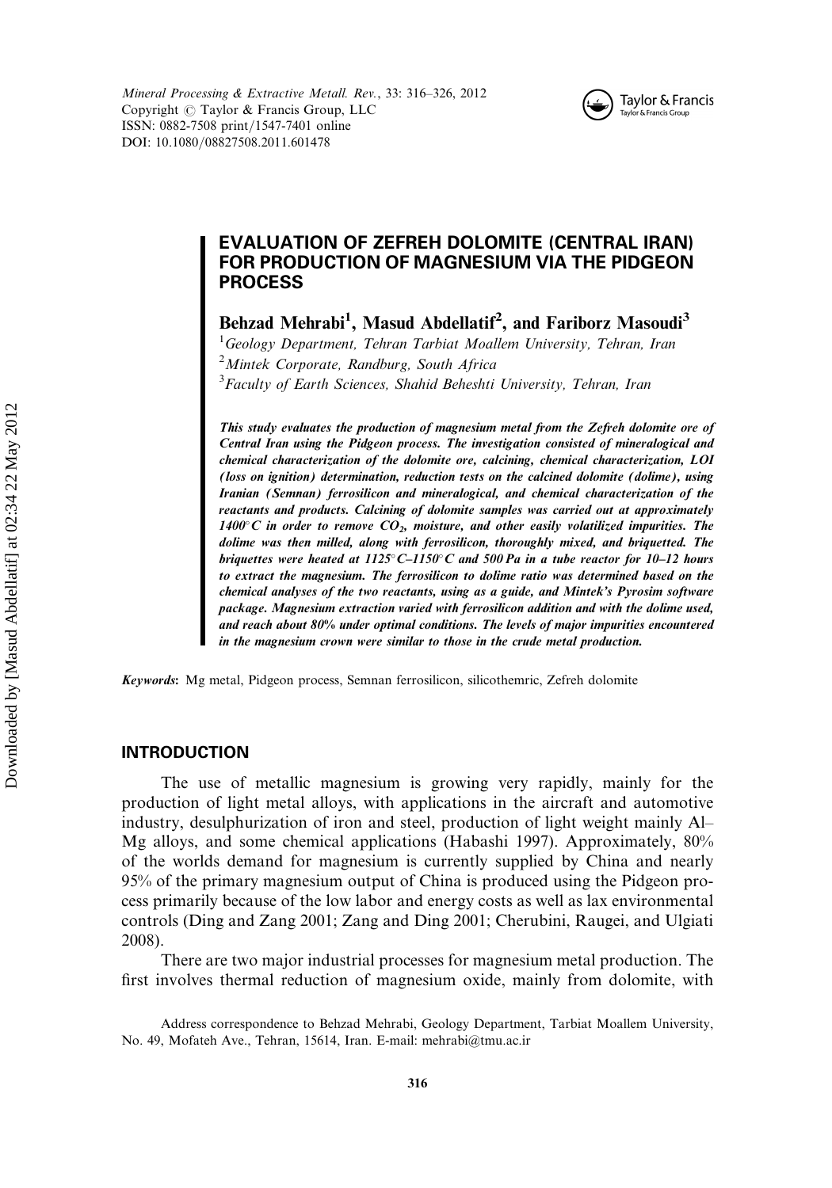# EVALUATION OF ZEFREH DOLOMITE (CENTRAL IRAN) FOR PRODUCTION OF MAGNESIUM VIA THE PIDGEON PROCESS

**Behzad Mehrabi[1], Masud Abdellatif[2], and Fariborz Masoudi[3]**

[1]*Geology Department, Tehran Tarbiat Moallem University, Tehran, Iran*
[2]*Mintek Corporate, Randburg, South Africa*
[3]*Faculty of Earth Sciences, Shahid Beheshti University, Tehran, Iran*

***This study evaluates the production of magnesium metal from the Zefreh dolomite ore of Central Iran using the Pidgeon process. The investigation consisted of mineralogical and chemical characterization of the dolomite ore, calcining, chemical characterization, LOI (loss on ignition) determination, reduction tests on the calcined dolomite (dolime), using Iranian (Semnan) ferrosilicon and mineralogical, and chemical characterization of the reactants and products. Calcining of dolomite samples was carried out at approximately 1400°C in order to remove $CO_2$, moisture, and other easily volatilized impurities. The dolime was then milled, along with ferrosilicon, thoroughly mixed, and briquetted. The briquettes were heated at 1125°C–1150°C and 500 Pa in a tube reactor for 10–12 hours to extract the magnesium. The ferrosilicon to dolime ratio was determined based on the chemical analyses of the two reactants, using as a guide, and Mintek's Pyrosim software package. Magnesium extraction varied with ferrosilicon addition and with the dolime used, and reach about 80% under optimal conditions. The levels of major impurities encountered in the magnesium crown were similar to those in the crude metal production.***

***Keywords***: Mg metal, Pidgeon process, Semnan ferrosilicon, silicothemric, Zefreh dolomite

## INTRODUCTION

The use of metallic magnesium is growing very rapidly, mainly for the production of light metal alloys, with applications in the aircraft and automotive industry, desulphurization of iron and steel, production of light weight mainly Al–Mg alloys, and some chemical applications (Habashi 1997). Approximately, 80% of the worlds demand for magnesium is currently supplied by China and nearly 95% of the primary magnesium output of China is produced using the Pidgeon process primarily because of the low labor and energy costs as well as lax environmental controls (Ding and Zang 2001; Zang and Ding 2001; Cherubini, Raugei, and Ulgiati 2008).

There are two major industrial processes for magnesium metal production. The first involves thermal reduction of magnesium oxide, mainly from dolomite, with

Address correspondence to Behzad Mehrabi, Geology Department, Tarbiat Moallem University, No. 49, Mofateh Ave., Tehran, 15614, Iran. E-mail: mehrabi@tmu.ac.ir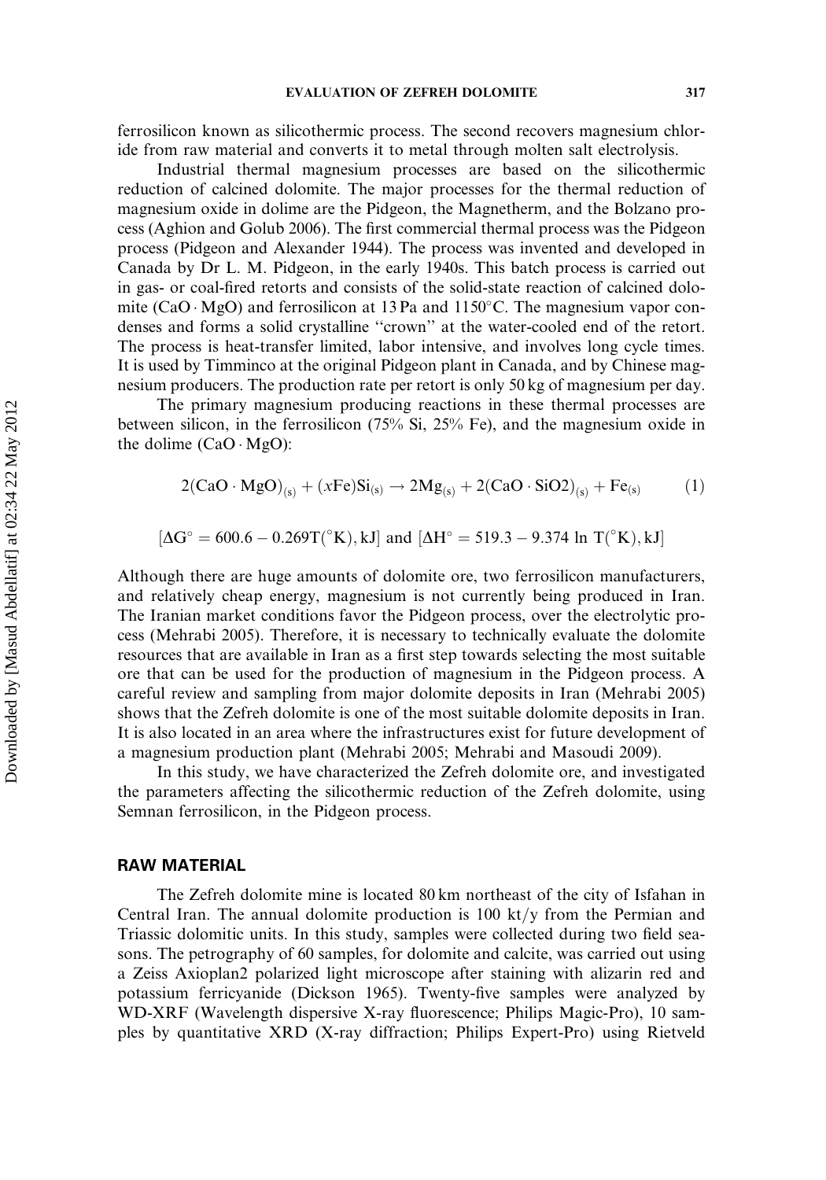ferrosilicon known as silicothermic process. The second recovers magnesium chloride from raw material and converts it to metal through molten salt electrolysis.

Industrial thermal magnesium processes are based on the silicothermic reduction of calcined dolomite. The major processes for the thermal reduction of magnesium oxide in dolime are the Pidgeon, the Magnetherm, and the Bolzano process (Aghion and Golub 2006). The first commercial thermal process was the Pidgeon process (Pidgeon and Alexander 1944). The process was invented and developed in Canada by Dr L. M. Pidgeon, in the early 1940s. This batch process is carried out in gas- or coal-fired retorts and consists of the solid-state reaction of calcined dolomite ($CaO \cdot MgO$) and ferrosilicon at 13 Pa and 1150°C. The magnesium vapor condenses and forms a solid crystalline "crown" at the water-cooled end of the retort. The process is heat-transfer limited, labor intensive, and involves long cycle times. It is used by Timminco at the original Pidgeon plant in Canada, and by Chinese magnesium producers. The production rate per retort is only 50 kg of magnesium per day.

The primary magnesium producing reactions in these thermal processes are between silicon, in the ferrosilicon (75% Si, 25% Fe), and the magnesium oxide in the dolime ($CaO \cdot MgO$):

$$2(CaO \cdot MgO)_{(s)} + (xFe)Si_{(s)} \rightarrow 2Mg_{(s)} + 2(CaO \cdot SiO2)_{(s)} + Fe_{(s)} \qquad (1)$$

$$[\Delta G^{\circ} = 600.6 - 0.269T(^{\circ}K), kJ] \text{ and } [\Delta H^{\circ} = 519.3 - 9.374 \ln T(^{\circ}K), kJ]$$

Although there are huge amounts of dolomite ore, two ferrosilicon manufacturers, and relatively cheap energy, magnesium is not currently being produced in Iran. The Iranian market conditions favor the Pidgeon process, over the electrolytic process (Mehrabi 2005). Therefore, it is necessary to technically evaluate the dolomite resources that are available in Iran as a first step towards selecting the most suitable ore that can be used for the production of magnesium in the Pidgeon process. A careful review and sampling from major dolomite deposits in Iran (Mehrabi 2005) shows that the Zefreh dolomite is one of the most suitable dolomite deposits in Iran. It is also located in an area where the infrastructures exist for future development of a magnesium production plant (Mehrabi 2005; Mehrabi and Masoudi 2009).

In this study, we have characterized the Zefreh dolomite ore, and investigated the parameters affecting the silicothermic reduction of the Zefreh dolomite, using Semnan ferrosilicon, in the Pidgeon process.

## RAW MATERIAL

The Zefreh dolomite mine is located 80 km northeast of the city of Isfahan in Central Iran. The annual dolomite production is 100 kt/y from the Permian and Triassic dolomitic units. In this study, samples were collected during two field seasons. The petrography of 60 samples, for dolomite and calcite, was carried out using a Zeiss Axioplan2 polarized light microscope after staining with alizarin red and potassium ferricyanide (Dickson 1965). Twenty-five samples were analyzed by WD-XRF (Wavelength dispersive X-ray fluorescence; Philips Magic-Pro), 10 samples by quantitative XRD (X-ray diffraction; Philips Expert-Pro) using Rietveld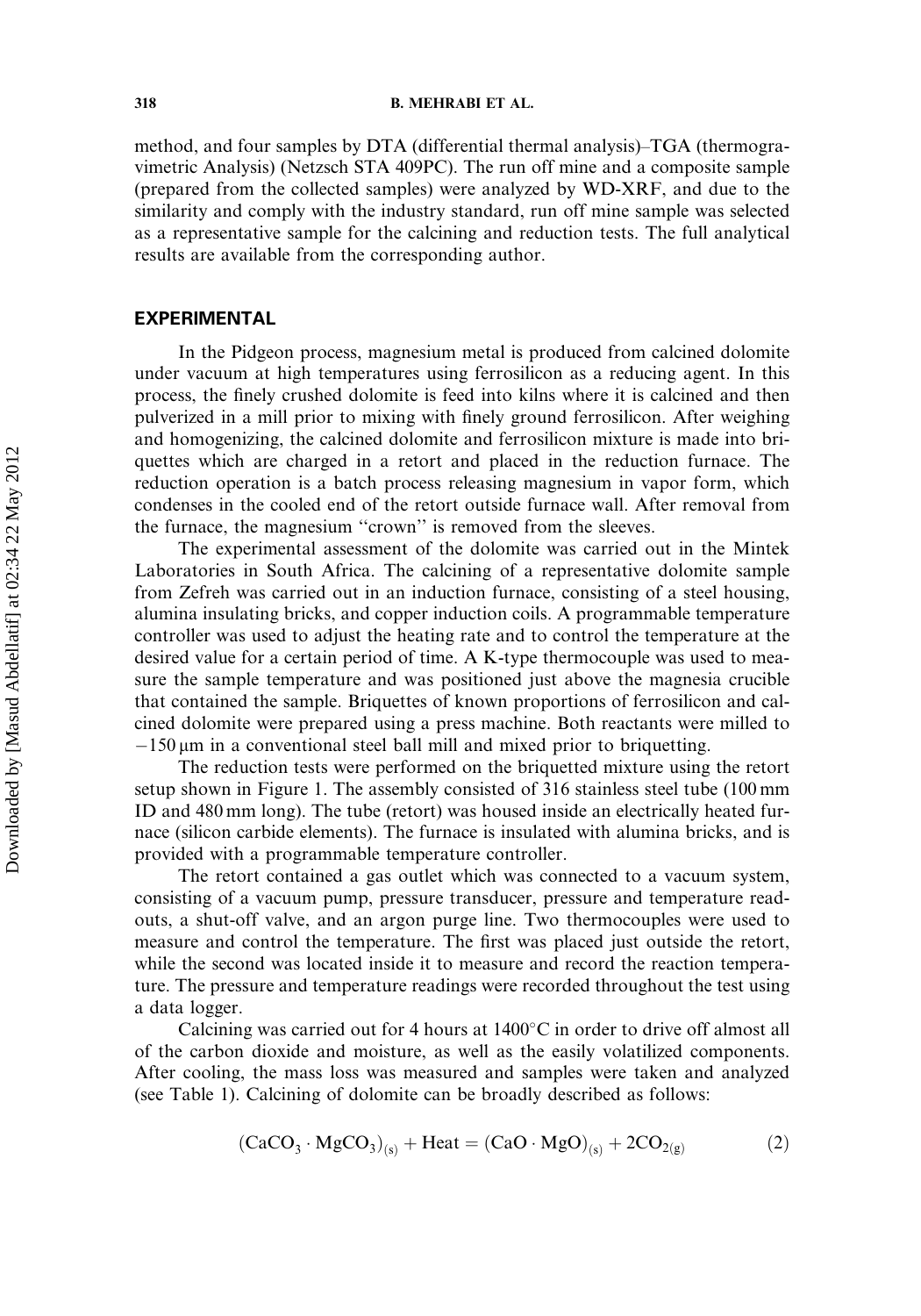method, and four samples by DTA (differential thermal analysis)–TGA (thermogravimetric Analysis) (Netzsch STA 409PC). The run off mine and a composite sample (prepared from the collected samples) were analyzed by WD-XRF, and due to the similarity and comply with the industry standard, run off mine sample was selected as a representative sample for the calcining and reduction tests. The full analytical results are available from the corresponding author.

## EXPERIMENTAL

In the Pidgeon process, magnesium metal is produced from calcined dolomite under vacuum at high temperatures using ferrosilicon as a reducing agent. In this process, the finely crushed dolomite is feed into kilns where it is calcined and then pulverized in a mill prior to mixing with finely ground ferrosilicon. After weighing and homogenizing, the calcined dolomite and ferrosilicon mixture is made into briquettes which are charged in a retort and placed in the reduction furnace. The reduction operation is a batch process releasing magnesium in vapor form, which condenses in the cooled end of the retort outside furnace wall. After removal from the furnace, the magnesium "crown" is removed from the sleeves.

The experimental assessment of the dolomite was carried out in the Mintek Laboratories in South Africa. The calcining of a representative dolomite sample from Zefreh was carried out in an induction furnace, consisting of a steel housing, alumina insulating bricks, and copper induction coils. A programmable temperature controller was used to adjust the heating rate and to control the temperature at the desired value for a certain period of time. A K-type thermocouple was used to measure the sample temperature and was positioned just above the magnesia crucible that contained the sample. Briquettes of known proportions of ferrosilicon and calcined dolomite were prepared using a press machine. Both reactants were milled to $-150\,\mu\text{m}$ in a conventional steel ball mill and mixed prior to briquetting.

The reduction tests were performed on the briquetted mixture using the retort setup shown in Figure 1. The assembly consisted of 316 stainless steel tube (100 mm ID and 480 mm long). The tube (retort) was housed inside an electrically heated furnace (silicon carbide elements). The furnace is insulated with alumina bricks, and is provided with a programmable temperature controller.

The retort contained a gas outlet which was connected to a vacuum system, consisting of a vacuum pump, pressure transducer, pressure and temperature readouts, a shut-off valve, and an argon purge line. Two thermocouples were used to measure and control the temperature. The first was placed just outside the retort, while the second was located inside it to measure and record the reaction temperature. The pressure and temperature readings were recorded throughout the test using a data logger.

Calcining was carried out for 4 hours at 1400°C in order to drive off almost all of the carbon dioxide and moisture, as well as the easily volatilized components. After cooling, the mass loss was measured and samples were taken and analyzed (see Table 1). Calcining of dolomite can be broadly described as follows:

$$(CaCO_3 \cdot MgCO_3)_{(s)} + \text{Heat} = (CaO \cdot MgO)_{(s)} + 2CO_{2(g)} \tag{2}$$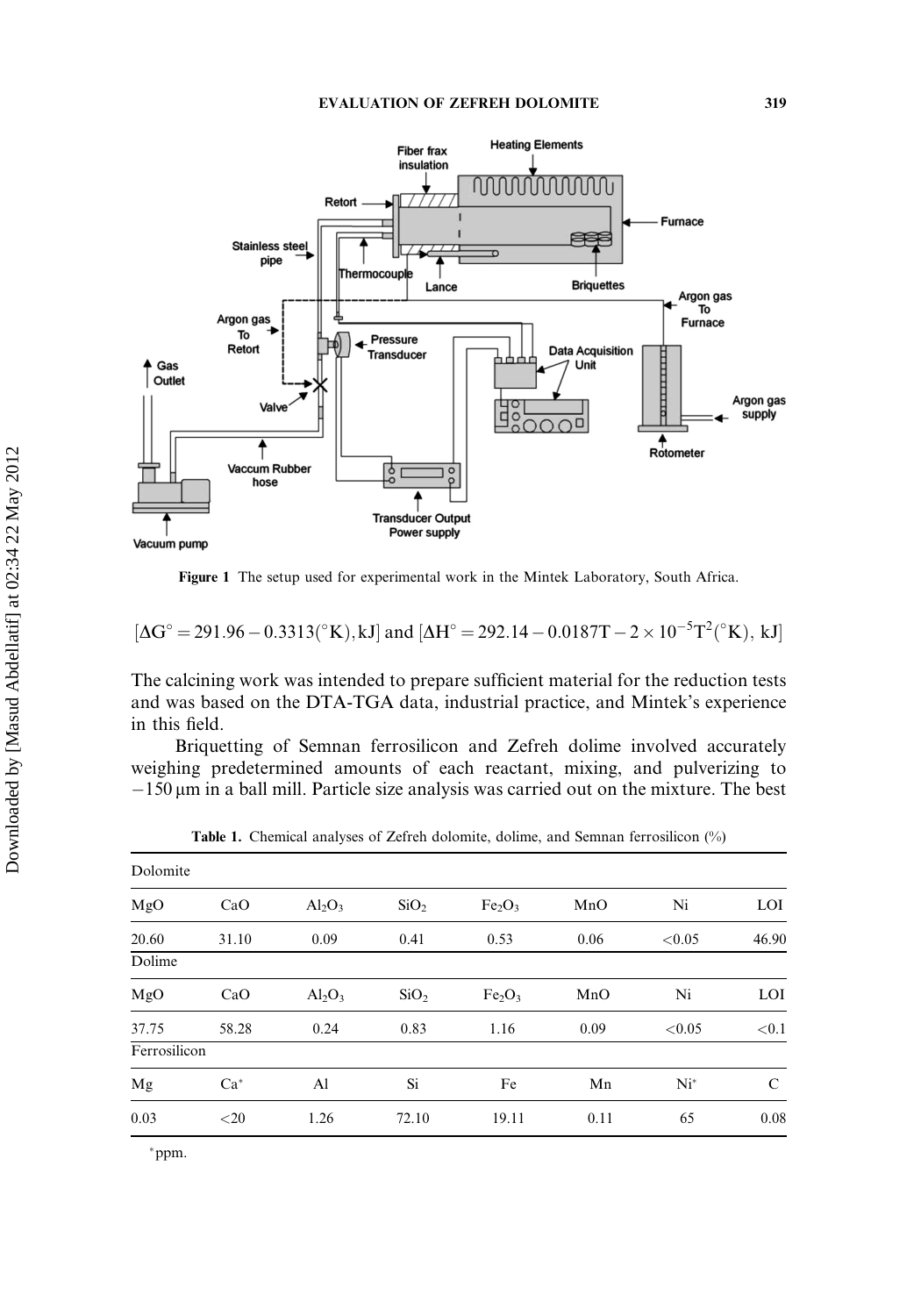Figure 1 The setup used for experimental work in the Mintek Laboratory, South Africa.

$$[\Delta G^{\circ} = 291.96 - 0.3313(^{\circ}K), kJ] \text{ and } [\Delta H^{\circ} = 292.14 - 0.0187T - 2 \times 10^{-5}T^2(^{\circ}K),\ kJ]$$

The calcining work was intended to prepare sufficient material for the reduction tests and was based on the DTA-TGA data, industrial practice, and Mintek's experience in this field.

Briquetting of Semnan ferrosilicon and Zefreh dolime involved accurately weighing predetermined amounts of each reactant, mixing, and pulverizing to $-150\,\mu m$ in a ball mill. Particle size analysis was carried out on the mixture. The best

**Table 1.** Chemical analyses of Zefreh dolomite, dolime, and Semnan ferrosilicon (%)

| Dolomite | | | | | | | |
|---|---|---|---|---|---|---|---|
| MgO | CaO | $Al_2O_3$ | $SiO_2$ | $Fe_2O_3$ | MnO | Ni | LOI |
| 20.60 | 31.10 | 0.09 | 0.41 | 0.53 | 0.06 | <0.05 | 46.90 |
| **Dolime** | | | | | | | |
| MgO | CaO | $Al_2O_3$ | $SiO_2$ | $Fe_2O_3$ | MnO | Ni | LOI |
| 37.75 | 58.28 | 0.24 | 0.83 | 1.16 | 0.09 | <0.05 | <0.1 |
| **Ferrosilicon** | | | | | | | |
| Mg | Ca* | Al | Si | Fe | Mn | Ni* | C |
| 0.03 | <20 | 1.26 | 72.10 | 19.11 | 0.11 | 65 | 0.08 |

*ppm.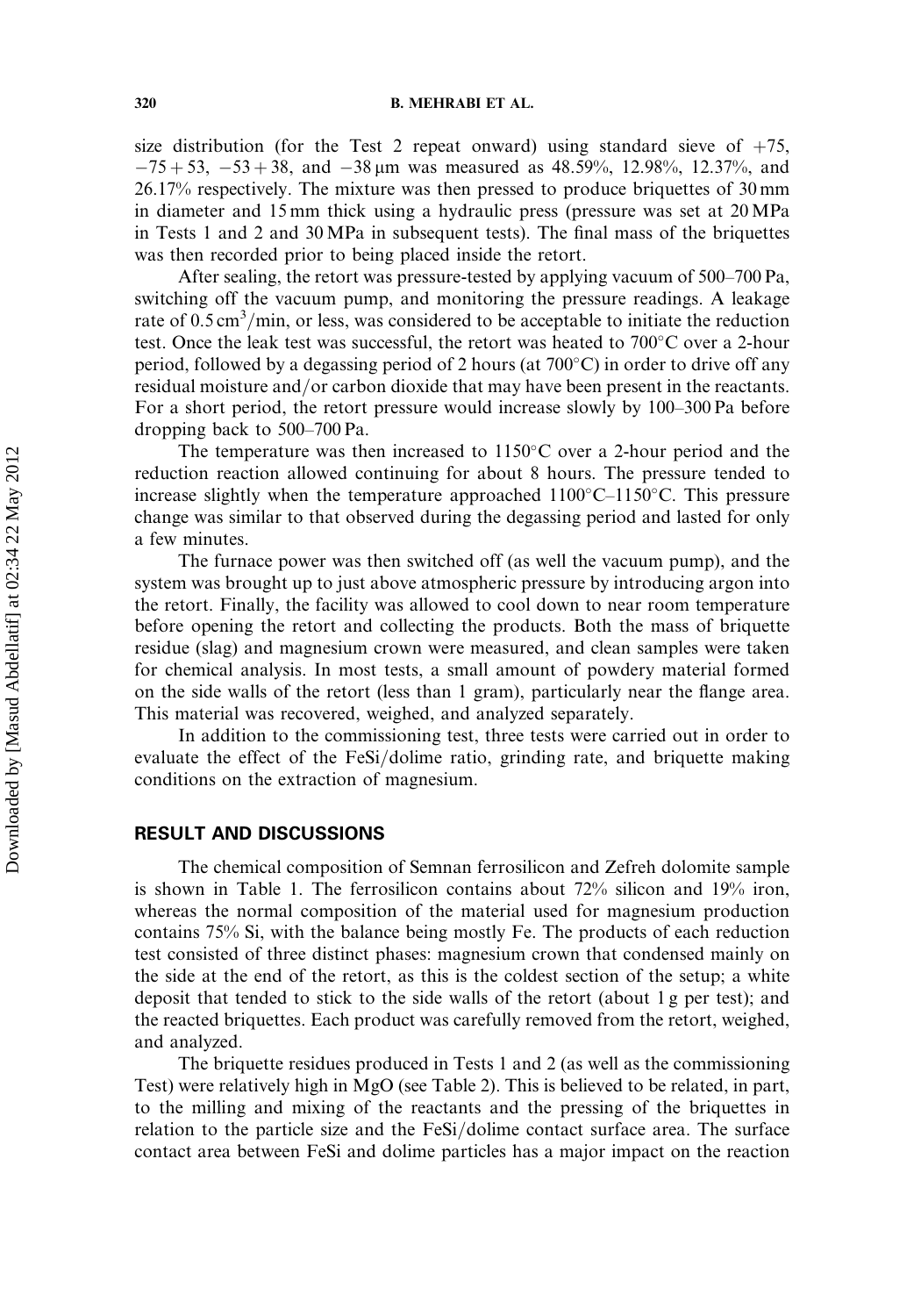size distribution (for the Test 2 repeat onward) using standard sieve of $+75$, $-75+53$, $-53+38$, and $-38\,\mu m$ was measured as 48.59%, 12.98%, 12.37%, and 26.17% respectively. The mixture was then pressed to produce briquettes of 30 mm in diameter and 15 mm thick using a hydraulic press (pressure was set at 20 MPa in Tests 1 and 2 and 30 MPa in subsequent tests). The final mass of the briquettes was then recorded prior to being placed inside the retort.

After sealing, the retort was pressure-tested by applying vacuum of 500–700 Pa, switching off the vacuum pump, and monitoring the pressure readings. A leakage rate of $0.5\,cm^3/min$, or less, was considered to be acceptable to initiate the reduction test. Once the leak test was successful, the retort was heated to 700°C over a 2-hour period, followed by a degassing period of 2 hours (at 700°C) in order to drive off any residual moisture and/or carbon dioxide that may have been present in the reactants. For a short period, the retort pressure would increase slowly by 100–300 Pa before dropping back to 500–700 Pa.

The temperature was then increased to 1150°C over a 2-hour period and the reduction reaction allowed continuing for about 8 hours. The pressure tended to increase slightly when the temperature approached 1100°C–1150°C. This pressure change was similar to that observed during the degassing period and lasted for only a few minutes.

The furnace power was then switched off (as well the vacuum pump), and the system was brought up to just above atmospheric pressure by introducing argon into the retort. Finally, the facility was allowed to cool down to near room temperature before opening the retort and collecting the products. Both the mass of briquette residue (slag) and magnesium crown were measured, and clean samples were taken for chemical analysis. In most tests, a small amount of powdery material formed on the side walls of the retort (less than 1 gram), particularly near the flange area. This material was recovered, weighed, and analyzed separately.

In addition to the commissioning test, three tests were carried out in order to evaluate the effect of the FeSi/dolime ratio, grinding rate, and briquette making conditions on the extraction of magnesium.

## RESULT AND DISCUSSIONS

The chemical composition of Semnan ferrosilicon and Zefreh dolomite sample is shown in Table 1. The ferrosilicon contains about 72% silicon and 19% iron, whereas the normal composition of the material used for magnesium production contains 75% Si, with the balance being mostly Fe. The products of each reduction test consisted of three distinct phases: magnesium crown that condensed mainly on the side at the end of the retort, as this is the coldest section of the setup; a white deposit that tended to stick to the side walls of the retort (about 1 g per test); and the reacted briquettes. Each product was carefully removed from the retort, weighed, and analyzed.

The briquette residues produced in Tests 1 and 2 (as well as the commissioning Test) were relatively high in MgO (see Table 2). This is believed to be related, in part, to the milling and mixing of the reactants and the pressing of the briquettes in relation to the particle size and the FeSi/dolime contact surface area. The surface contact area between FeSi and dolime particles has a major impact on the reaction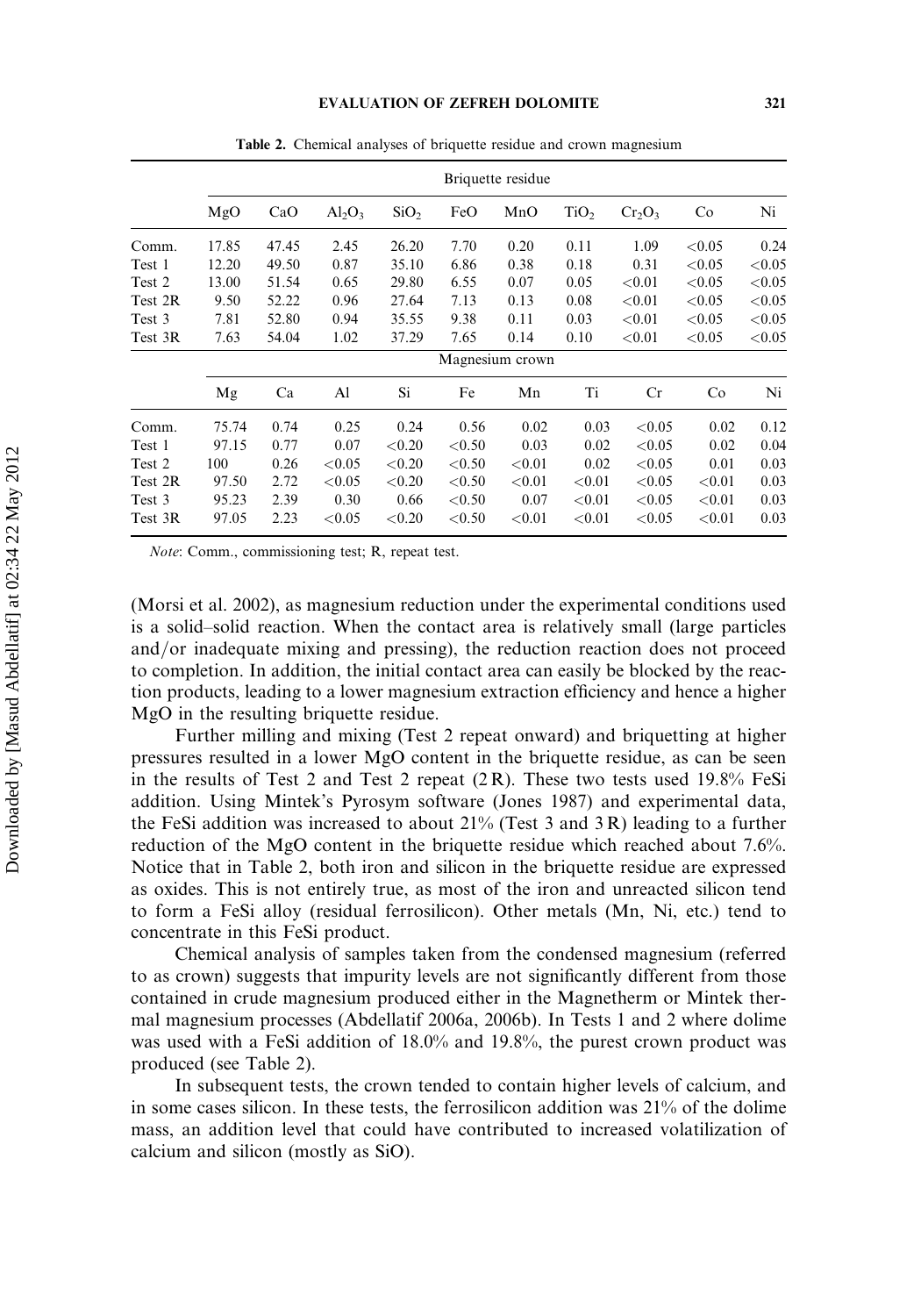**Table 2.** Chemical analyses of briquette residue and crown magnesium

| | Briquette residue | | | | | | | | | |
|---|---|---|---|---|---|---|---|---|---|---|
| | MgO | CaO | $Al_2O_3$ | $SiO_2$ | FeO | MnO | $TiO_2$ | $Cr_2O_3$ | Co | Ni |
| Comm. | 17.85 | 47.45 | 2.45 | 26.20 | 7.70 | 0.20 | 0.11 | 1.09 | <0.05 | 0.24 |
| Test 1 | 12.20 | 49.50 | 0.87 | 35.10 | 6.86 | 0.38 | 0.18 | 0.31 | <0.05 | <0.05 |
| Test 2 | 13.00 | 51.54 | 0.65 | 29.80 | 6.55 | 0.07 | 0.05 | <0.01 | <0.05 | <0.05 |
| Test 2R | 9.50 | 52.22 | 0.96 | 27.64 | 7.13 | 0.13 | 0.08 | <0.01 | <0.05 | <0.05 |
| Test 3 | 7.81 | 52.80 | 0.94 | 35.55 | 9.38 | 0.11 | 0.03 | <0.01 | <0.05 | <0.05 |
| Test 3R | 7.63 | 54.04 | 1.02 | 37.29 | 7.65 | 0.14 | 0.10 | <0.01 | <0.05 | <0.05 |
| | Magnesium crown | | | | | | | | | |
| | Mg | Ca | Al | Si | Fe | Mn | Ti | Cr | Co | Ni |
| Comm. | 75.74 | 0.74 | 0.25 | 0.24 | 0.56 | 0.02 | 0.03 | <0.05 | 0.02 | 0.12 |
| Test 1 | 97.15 | 0.77 | 0.07 | <0.20 | <0.50 | 0.03 | 0.02 | <0.05 | 0.02 | 0.04 |
| Test 2 | 100 | 0.26 | <0.05 | <0.20 | <0.50 | <0.01 | 0.02 | <0.05 | 0.01 | 0.03 |
| Test 2R | 97.50 | 2.72 | <0.05 | <0.20 | <0.50 | <0.01 | <0.01 | <0.05 | <0.01 | 0.03 |
| Test 3 | 95.23 | 2.39 | 0.30 | 0.66 | <0.50 | 0.07 | <0.01 | <0.05 | <0.01 | 0.03 |
| Test 3R | 97.05 | 2.23 | <0.05 | <0.20 | <0.50 | <0.01 | <0.01 | <0.05 | <0.01 | 0.03 |

*Note*: Comm., commissioning test; R, repeat test.

(Morsi et al. 2002), as magnesium reduction under the experimental conditions used is a solid–solid reaction. When the contact area is relatively small (large particles and/or inadequate mixing and pressing), the reduction reaction does not proceed to completion. In addition, the initial contact area can easily be blocked by the reaction products, leading to a lower magnesium extraction efficiency and hence a higher MgO in the resulting briquette residue.

Further milling and mixing (Test 2 repeat onward) and briquetting at higher pressures resulted in a lower MgO content in the briquette residue, as can be seen in the results of Test 2 and Test 2 repeat (2 R). These two tests used 19.8% FeSi addition. Using Mintek's Pyrosym software (Jones 1987) and experimental data, the FeSi addition was increased to about 21% (Test 3 and 3 R) leading to a further reduction of the MgO content in the briquette residue which reached about 7.6%. Notice that in Table 2, both iron and silicon in the briquette residue are expressed as oxides. This is not entirely true, as most of the iron and unreacted silicon tend to form a FeSi alloy (residual ferrosilicon). Other metals (Mn, Ni, etc.) tend to concentrate in this FeSi product.

Chemical analysis of samples taken from the condensed magnesium (referred to as crown) suggests that impurity levels are not significantly different from those contained in crude magnesium produced either in the Magnetherm or Mintek thermal magnesium processes (Abdellatif 2006a, 2006b). In Tests 1 and 2 where dolime was used with a FeSi addition of 18.0% and 19.8%, the purest crown product was produced (see Table 2).

In subsequent tests, the crown tended to contain higher levels of calcium, and in some cases silicon. In these tests, the ferrosilicon addition was 21% of the dolime mass, an addition level that could have contributed to increased volatilization of calcium and silicon (mostly as SiO).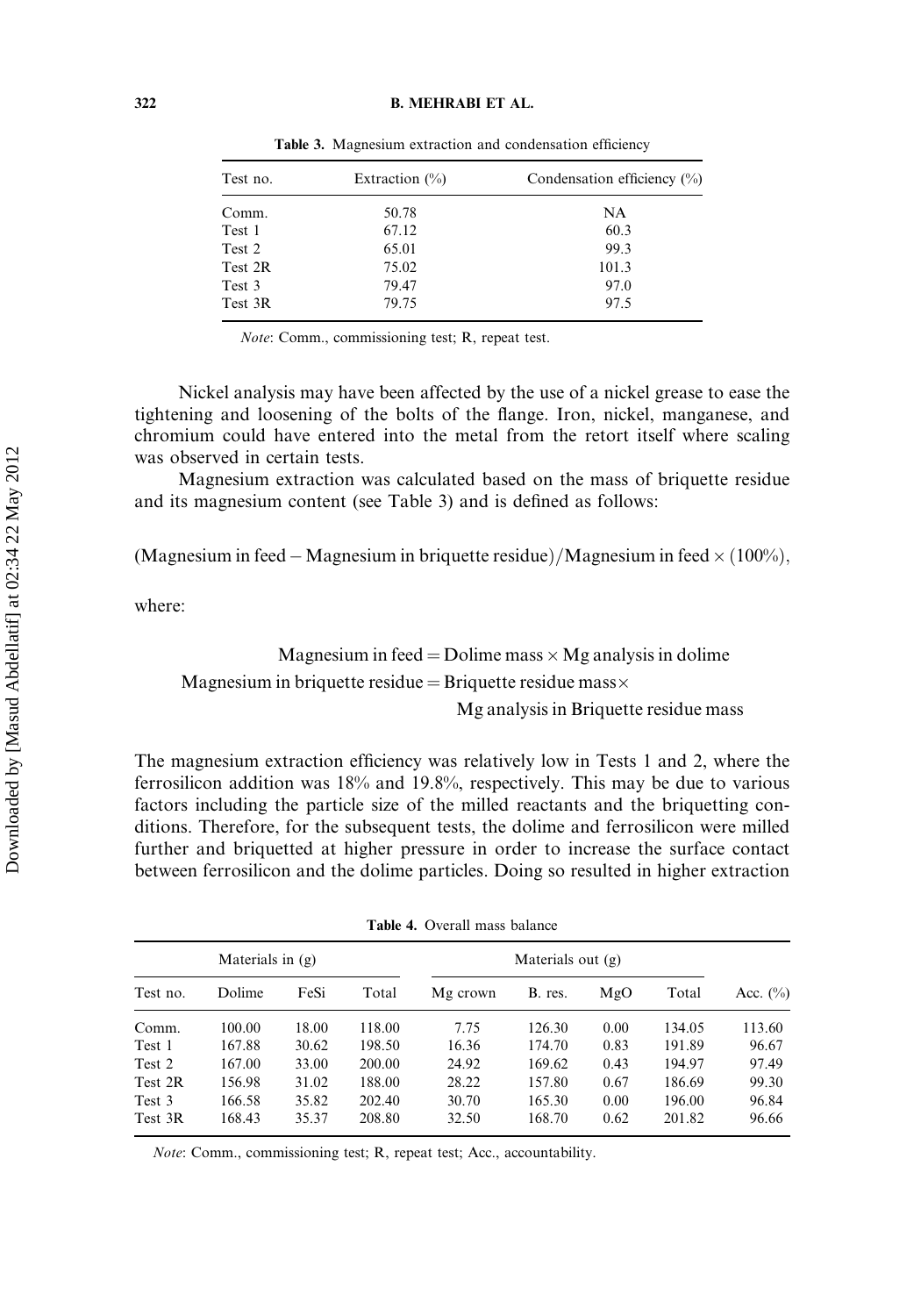**Table 3.** Magnesium extraction and condensation efficiency

| Test no. | Extraction (%) | Condensation efficiency (%) |
|---|---|---|
| Comm. | 50.78 | NA |
| Test 1 | 67.12 | 60.3 |
| Test 2 | 65.01 | 99.3 |
| Test 2R | 75.02 | 101.3 |
| Test 3 | 79.47 | 97.0 |
| Test 3R | 79.75 | 97.5 |

*Note*: Comm., commissioning test; R, repeat test.

Nickel analysis may have been affected by the use of a nickel grease to ease the tightening and loosening of the bolts of the flange. Iron, nickel, manganese, and chromium could have entered into the metal from the retort itself where scaling was observed in certain tests.

Magnesium extraction was calculated based on the mass of briquette residue and its magnesium content (see Table 3) and is defined as follows:

$$(\text{Magnesium in feed} - \text{Magnesium in briquette residue})/\text{Magnesium in feed} \times (100\%),$$

where:

$$\text{Magnesium in feed} = \text{Dolime mass} \times \text{Mg analysis in dolime}$$

$$\text{Magnesium in briquette residue} = \text{Briquette residue mass} \times \text{Mg analysis in Briquette residue mass}$$

The magnesium extraction efficiency was relatively low in Tests 1 and 2, where the ferrosilicon addition was 18% and 19.8%, respectively. This may be due to various factors including the particle size of the milled reactants and the briquetting conditions. Therefore, for the subsequent tests, the dolime and ferrosilicon were milled further and briquetted at higher pressure in order to increase the surface contact between ferrosilicon and the dolime particles. Doing so resulted in higher extraction

**Table 4.** Overall mass balance

| | Materials in (g) | | | Materials out (g) | | | | |
|---|---|---|---|---|---|---|---|---|
| Test no. | Dolime | FeSi | Total | Mg crown | B. res. | MgO | Total | Acc. (%) |
| Comm. | 100.00 | 18.00 | 118.00 | 7.75 | 126.30 | 0.00 | 134.05 | 113.60 |
| Test 1 | 167.88 | 30.62 | 198.50 | 16.36 | 174.70 | 0.83 | 191.89 | 96.67 |
| Test 2 | 167.00 | 33.00 | 200.00 | 24.92 | 169.62 | 0.43 | 194.97 | 97.49 |
| Test 2R | 156.98 | 31.02 | 188.00 | 28.22 | 157.80 | 0.67 | 186.69 | 99.30 |
| Test 3 | 166.58 | 35.82 | 202.40 | 30.70 | 165.30 | 0.00 | 196.00 | 96.84 |
| Test 3R | 168.43 | 35.37 | 208.80 | 32.50 | 168.70 | 0.62 | 201.82 | 96.66 |

*Note*: Comm., commissioning test; R, repeat test; Acc., accountability.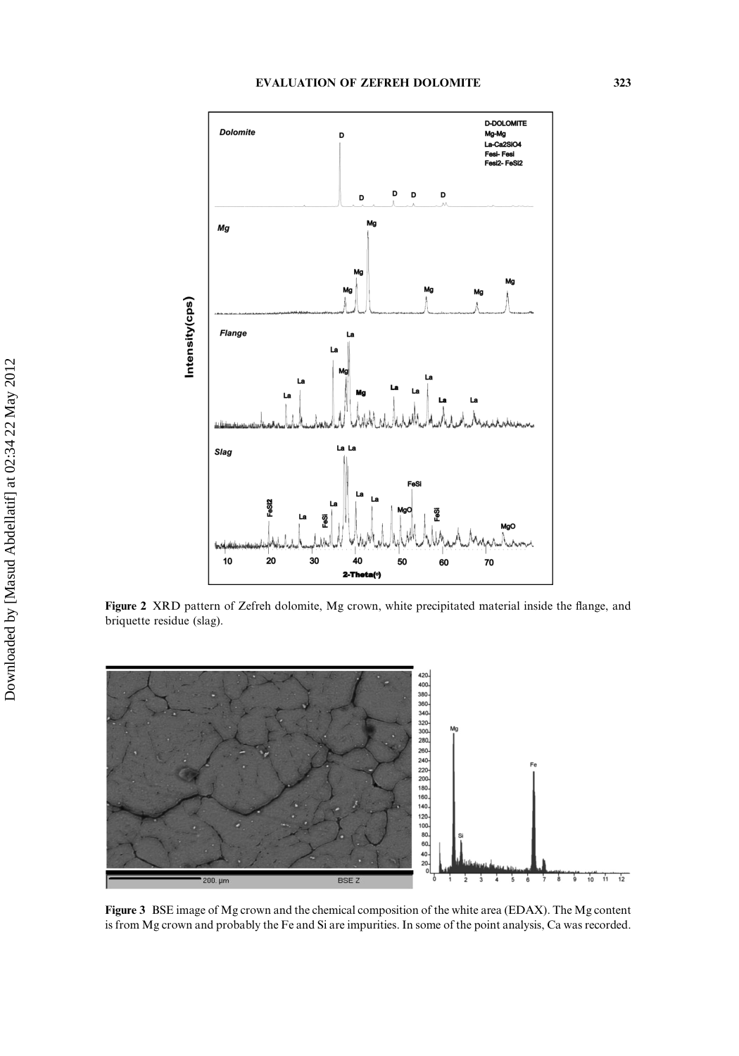Figure 2 XRD pattern of Zefreh dolomite, Mg crown, white precipitated material inside the flange, and briquette residue (slag).

Figure 3 BSE image of Mg crown and the chemical composition of the white area (EDAX). The Mg content is from Mg crown and probably the Fe and Si are impurities. In some of the point analysis, Ca was recorded.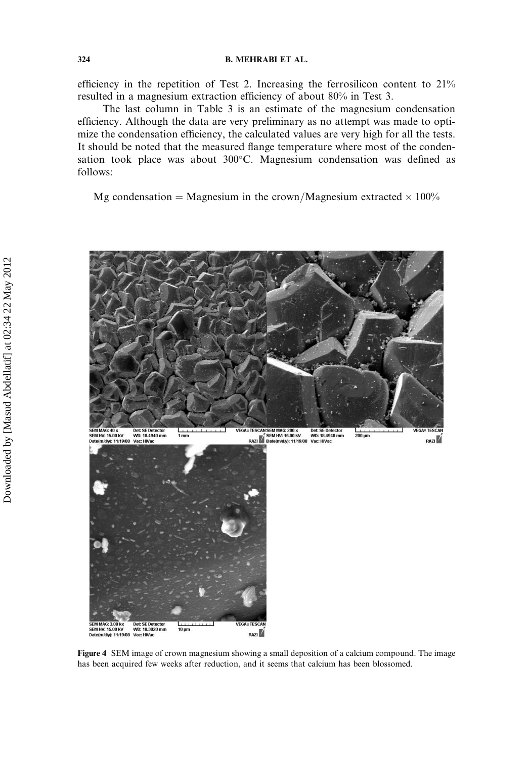efficiency in the repetition of Test 2. Increasing the ferrosilicon content to 21% resulted in a magnesium extraction efficiency of about 80% in Test 3.

The last column in Table 3 is an estimate of the magnesium condensation efficiency. Although the data are very preliminary as no attempt was made to optimize the condensation efficiency, the calculated values are very high for all the tests. It should be noted that the measured flange temperature where most of the condensation took place was about 300°C. Magnesium condensation was defined as follows:

$$\text{Mg condensation} = \text{Magnesium in the crown}/\text{Magnesium extracted} \times 100\%$$

**Figure 4** SEM image of crown magnesium showing a small deposition of a calcium compound. The image has been acquired few weeks after reduction, and it seems that calcium has been blossomed.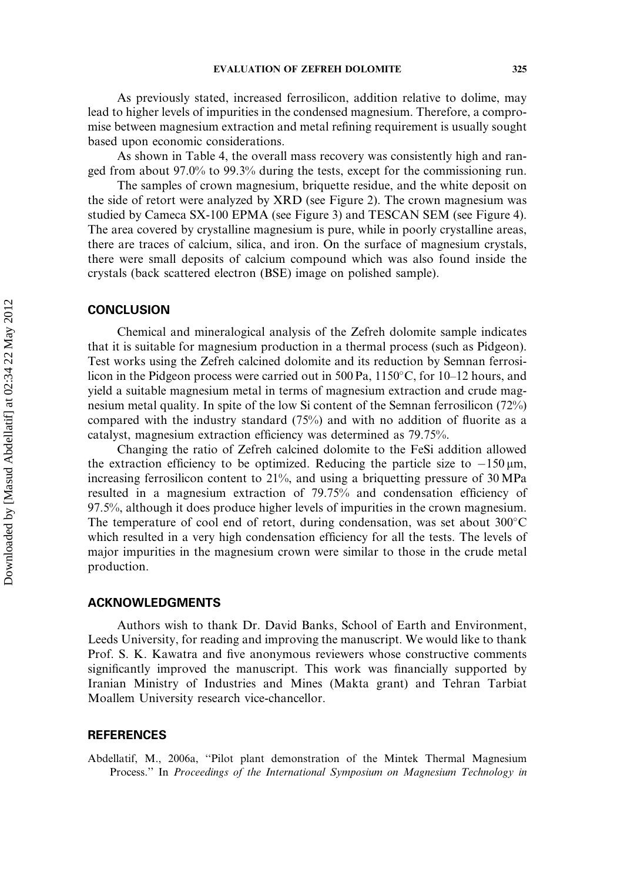As previously stated, increased ferrosilicon, addition relative to dolime, may lead to higher levels of impurities in the condensed magnesium. Therefore, a compromise between magnesium extraction and metal refining requirement is usually sought based upon economic considerations.

As shown in Table 4, the overall mass recovery was consistently high and ranged from about 97.0% to 99.3% during the tests, except for the commissioning run.

The samples of crown magnesium, briquette residue, and the white deposit on the side of retort were analyzed by XRD (see Figure 2). The crown magnesium was studied by Cameca SX-100 EPMA (see Figure 3) and TESCAN SEM (see Figure 4). The area covered by crystalline magnesium is pure, while in poorly crystalline areas, there are traces of calcium, silica, and iron. On the surface of magnesium crystals, there were small deposits of calcium compound which was also found inside the crystals (back scattered electron (BSE) image on polished sample).

## CONCLUSION

Chemical and mineralogical analysis of the Zefreh dolomite sample indicates that it is suitable for magnesium production in a thermal process (such as Pidgeon). Test works using the Zefreh calcined dolomite and its reduction by Semnan ferrosilicon in the Pidgeon process were carried out in 500 Pa, 1150°C, for 10–12 hours, and yield a suitable magnesium metal in terms of magnesium extraction and crude magnesium metal quality. In spite of the low Si content of the Semnan ferrosilicon (72%) compared with the industry standard (75%) and with no addition of fluorite as a catalyst, magnesium extraction efficiency was determined as 79.75%.

Changing the ratio of Zefreh calcined dolomite to the FeSi addition allowed the extraction efficiency to be optimized. Reducing the particle size to −150 μm, increasing ferrosilicon content to 21%, and using a briquetting pressure of 30 MPa resulted in a magnesium extraction of 79.75% and condensation efficiency of 97.5%, although it does produce higher levels of impurities in the crown magnesium. The temperature of cool end of retort, during condensation, was set about 300°C which resulted in a very high condensation efficiency for all the tests. The levels of major impurities in the magnesium crown were similar to those in the crude metal production.

## ACKNOWLEDGMENTS

Authors wish to thank Dr. David Banks, School of Earth and Environment, Leeds University, for reading and improving the manuscript. We would like to thank Prof. S. K. Kawatra and five anonymous reviewers whose constructive comments significantly improved the manuscript. This work was financially supported by Iranian Ministry of Industries and Mines (Makta grant) and Tehran Tarbiat Moallem University research vice-chancellor.

## REFERENCES

Abdellatif, M., 2006a, "Pilot plant demonstration of the Mintek Thermal Magnesium Process." In *Proceedings of the International Symposium on Magnesium Technology in*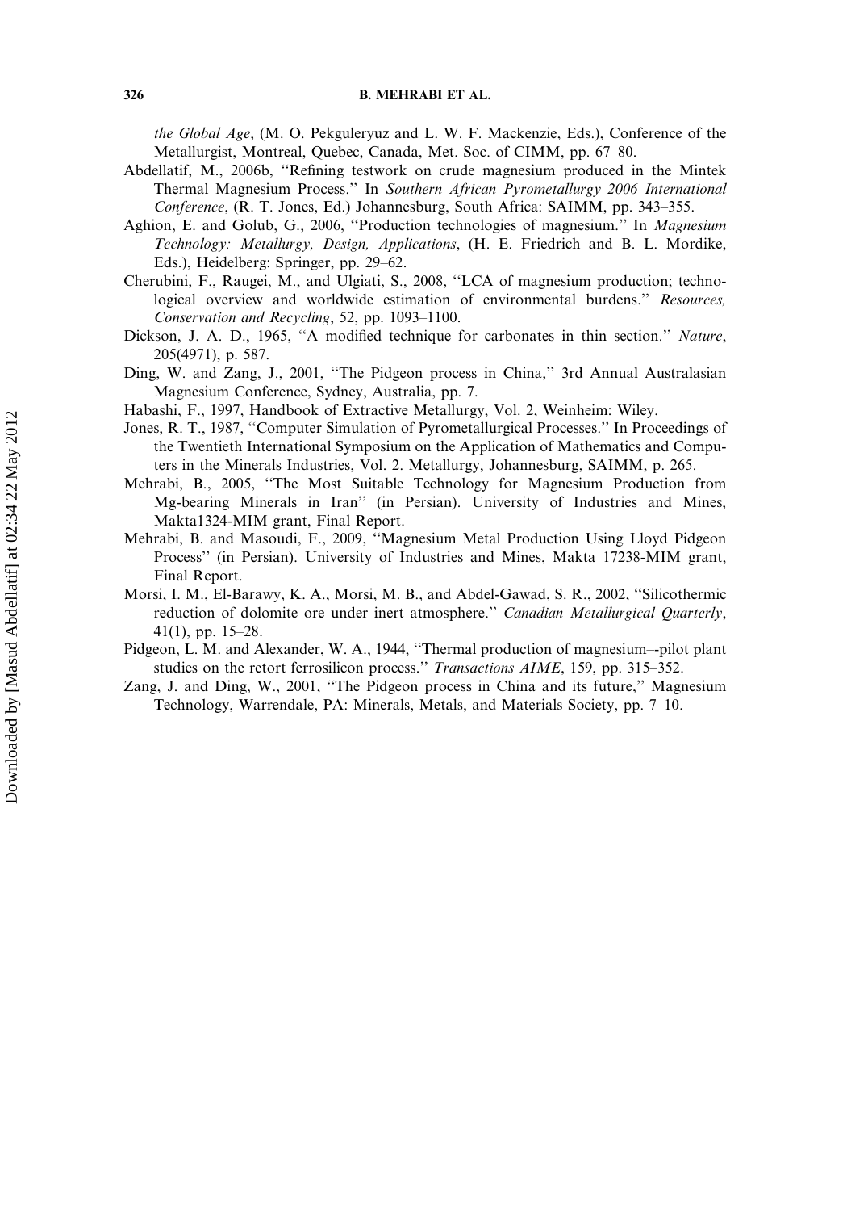*the Global Age*, (M. O. Pekguleryuz and L. W. F. Mackenzie, Eds.), Conference of the Metallurgist, Montreal, Quebec, Canada, Met. Soc. of CIMM, pp. 67–80.

Abdellatif, M., 2006b, "Refining testwork on crude magnesium produced in the Mintek Thermal Magnesium Process." In *Southern African Pyrometallurgy 2006 International Conference*, (R. T. Jones, Ed.) Johannesburg, South Africa: SAIMM, pp. 343–355.

Aghion, E. and Golub, G., 2006, "Production technologies of magnesium." In *Magnesium Technology: Metallurgy, Design, Applications*, (H. E. Friedrich and B. L. Mordike, Eds.), Heidelberg: Springer, pp. 29–62.

Cherubini, F., Raugei, M., and Ulgiati, S., 2008, "LCA of magnesium production; technological overview and worldwide estimation of environmental burdens." *Resources, Conservation and Recycling*, 52, pp. 1093–1100.

Dickson, J. A. D., 1965, "A modified technique for carbonates in thin section." *Nature*, 205(4971), p. 587.

Ding, W. and Zang, J., 2001, "The Pidgeon process in China," 3rd Annual Australasian Magnesium Conference, Sydney, Australia, pp. 7.

Habashi, F., 1997, Handbook of Extractive Metallurgy, Vol. 2, Weinheim: Wiley.

Jones, R. T., 1987, "Computer Simulation of Pyrometallurgical Processes." In Proceedings of the Twentieth International Symposium on the Application of Mathematics and Computers in the Minerals Industries, Vol. 2. Metallurgy, Johannesburg, SAIMM, p. 265.

Mehrabi, B., 2005, "The Most Suitable Technology for Magnesium Production from Mg-bearing Minerals in Iran" (in Persian). University of Industries and Mines, Makta1324-MIM grant, Final Report.

Mehrabi, B. and Masoudi, F., 2009, "Magnesium Metal Production Using Lloyd Pidgeon Process" (in Persian). University of Industries and Mines, Makta 17238-MIM grant, Final Report.

Morsi, I. M., El-Barawy, K. A., Morsi, M. B., and Abdel-Gawad, S. R., 2002, "Silicothermic reduction of dolomite ore under inert atmosphere." *Canadian Metallurgical Quarterly*, 41(1), pp. 15–28.

Pidgeon, L. M. and Alexander, W. A., 1944, "Thermal production of magnesium–-pilot plant studies on the retort ferrosilicon process." *Transactions AIME*, 159, pp. 315–352.

Zang, J. and Ding, W., 2001, "The Pidgeon process in China and its future," Magnesium Technology, Warrendale, PA: Minerals, Metals, and Materials Society, pp. 7–10.